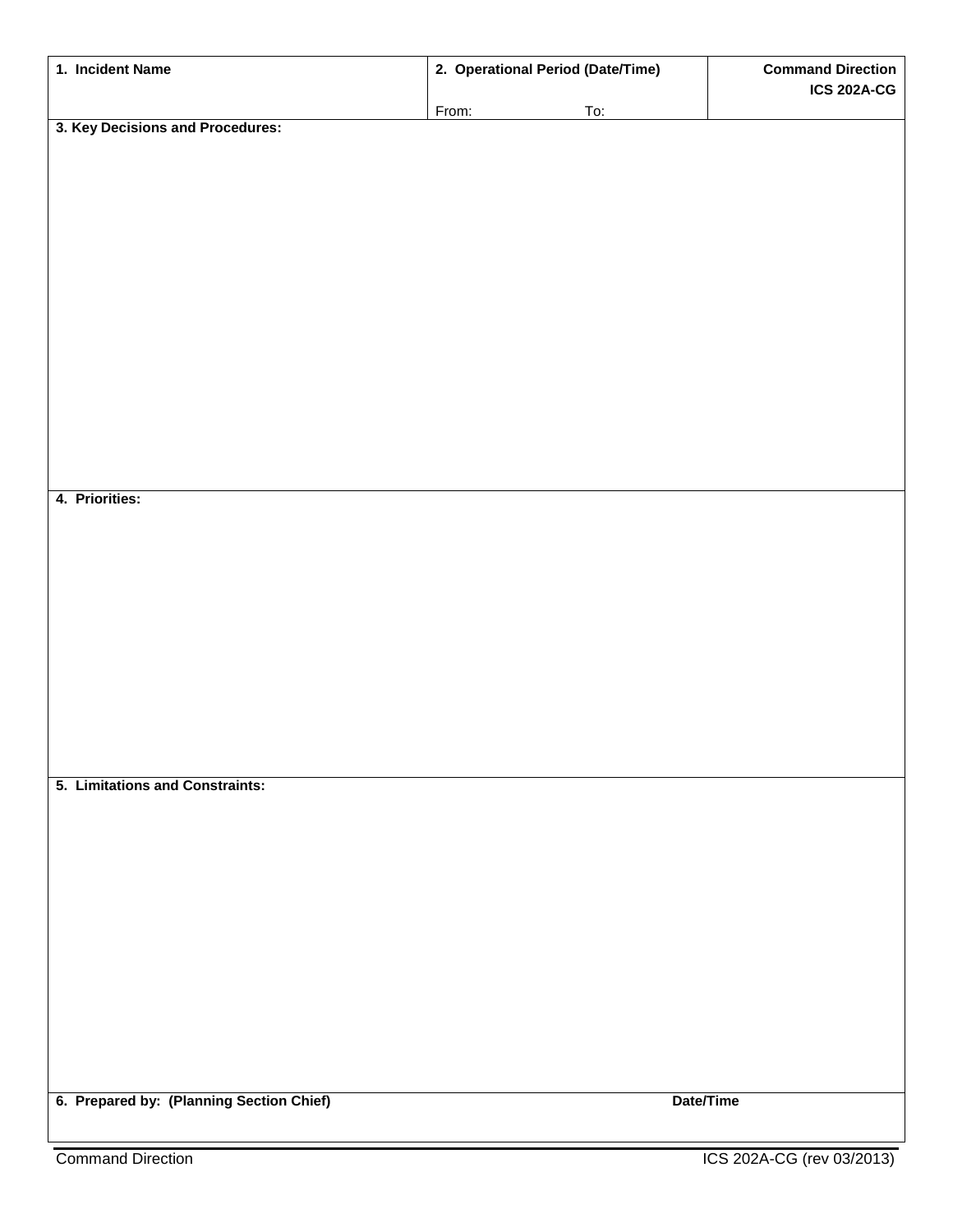| 1. Incident Name | 2. Operational Period (Date/Time) | Command Direction ICS 202A-CG |
| --- | --- | --- |
| | From: To: | |

**3. Key Decisions and Procedures:**

**4. Priorities:**

**5. Limitations and Constraints:**

| 6. Prepared by: (Planning Section Chief) | Date/Time |
| --- | --- |
| | |

Command Direction ICS 202A-CG (rev 03/2013)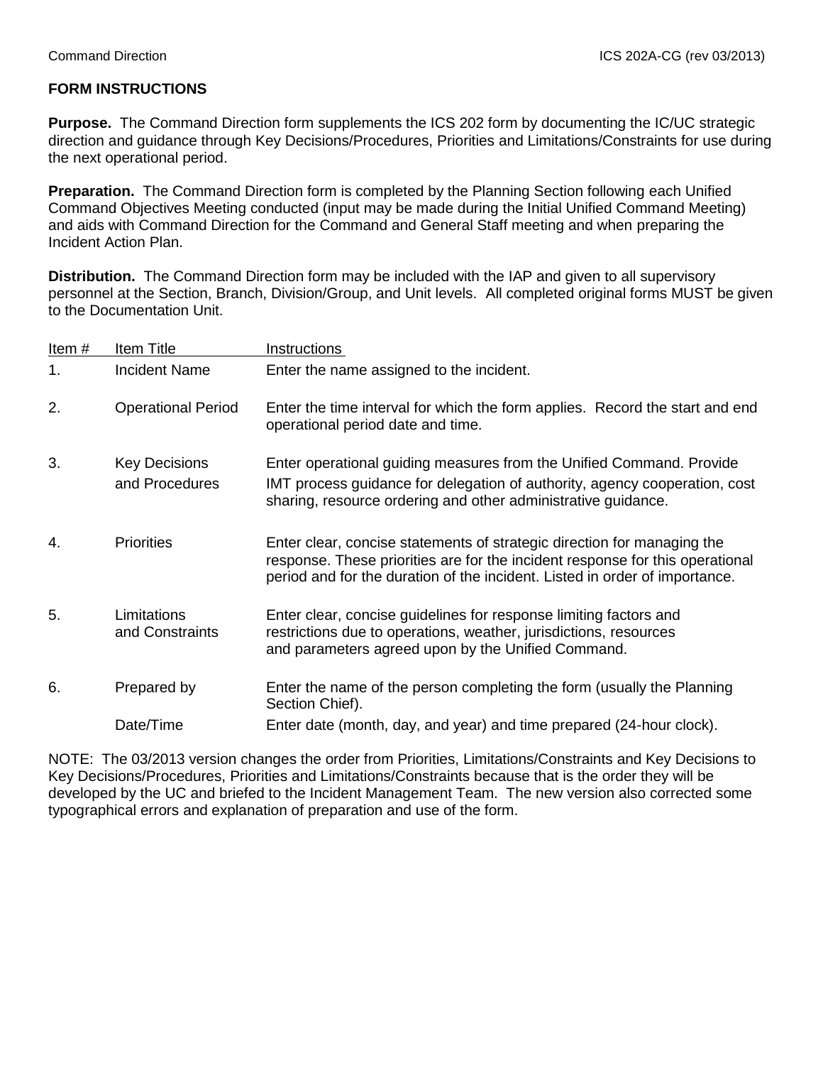## FORM INSTRUCTIONS

**Purpose.** The Command Direction form supplements the ICS 202 form by documenting the IC/UC strategic direction and guidance through Key Decisions/Procedures, Priorities and Limitations/Constraints for use during the next operational period.

**Preparation.** The Command Direction form is completed by the Planning Section following each Unified Command Objectives Meeting conducted (input may be made during the Initial Unified Command Meeting) and aids with Command Direction for the Command and General Staff meeting and when preparing the Incident Action Plan.

**Distribution.** The Command Direction form may be included with the IAP and given to all supervisory personnel at the Section, Branch, Division/Group, and Unit levels. All completed original forms MUST be given to the Documentation Unit.

| Item # | Item Title | Instructions |
|---|---|---|
| 1. | Incident Name | Enter the name assigned to the incident. |
| 2. | Operational Period | Enter the time interval for which the form applies. Record the start and end operational period date and time. |
| 3. | Key Decisions and Procedures | Enter operational guiding measures from the Unified Command. Provide IMT process guidance for delegation of authority, agency cooperation, cost sharing, resource ordering and other administrative guidance. |
| 4. | Priorities | Enter clear, concise statements of strategic direction for managing the response. These priorities are for the incident response for this operational period and for the duration of the incident. Listed in order of importance. |
| 5. | Limitations and Constraints | Enter clear, concise guidelines for response limiting factors and restrictions due to operations, weather, jurisdictions, resources and parameters agreed upon by the Unified Command. |
| 6. | Prepared by | Enter the name of the person completing the form (usually the Planning Section Chief). |
| | Date/Time | Enter date (month, day, and year) and time prepared (24-hour clock). |

NOTE: The 03/2013 version changes the order from Priorities, Limitations/Constraints and Key Decisions to Key Decisions/Procedures, Priorities and Limitations/Constraints because that is the order they will be developed by the UC and briefed to the Incident Management Team. The new version also corrected some typographical errors and explanation of preparation and use of the form.